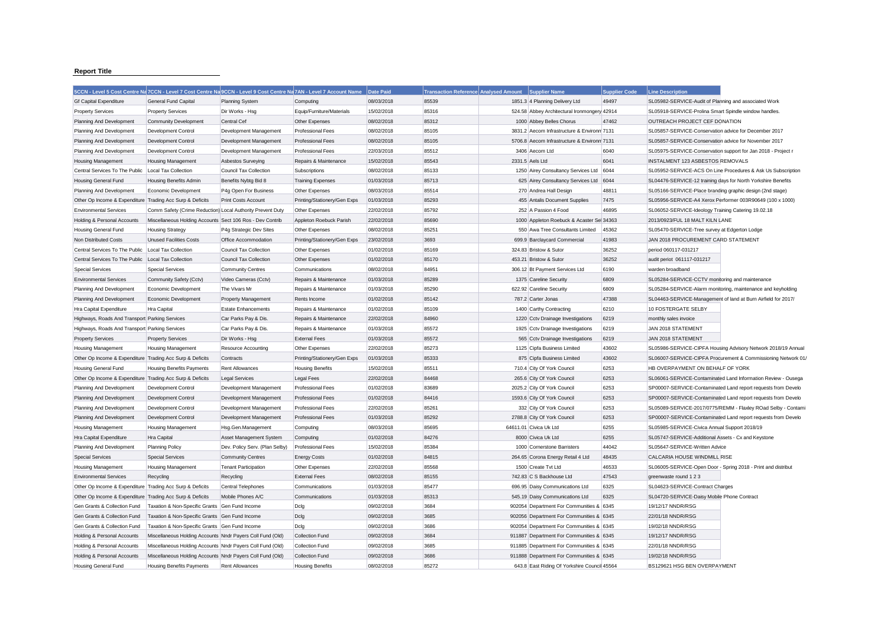**Report Title**

| 5CCN - Level 5 Cost Centre Na | 7CCN - Level 7 Cost Centre Na | 9CCN - Level 9 Cost Centre Na | 7AN - Level 7 Account Name | Date Paid | Transaction Reference | Analysed Amount | Supplier Name | Supplier Code | Line Description |
|---|---|---|---|---|---|---|---|---|---|
| Gf Capital Expenditure | General Fund Capital | Planning System | Computing | 08/03/2018 | 85539 | 1851.3 | 4 Planning Delivery Ltd | 49497 | SL05982-SERVICE-Audit of Planning and associated Work |
| Property Services | Property Services | Dir Works - Hsg | Equip/Furniture/Materials | 15/02/2018 | 85316 | 524.58 | Abbey Architectural Ironmongery | 42914 | SL05918-SERVICE-Prolina Smart Spindle window handles. |
| Planning And Development | Community Development | Central Cef | Other Expenses | 08/02/2018 | 85312 | 1000 | Abbey Belles Chorus | 47462 | OUTREACH PROJECT CEF DONATION |
| Planning And Development | Development Control | Development Management | Professional Fees | 08/02/2018 | 85105 | 3831.2 | Aecom Infrastructure & Environm | 7131 | SL05857-SERVICE-Conservation advice for December 2017 |
| Planning And Development | Development Control | Development Management | Professional Fees | 08/02/2018 | 85105 | 5706.8 | Aecom Infrastructure & Environm | 7131 | SL05857-SERVICE-Conservation advice for November 2017 |
| Planning And Development | Development Control | Development Management | Professional Fees | 22/03/2018 | 85512 | 3406 | Aecom Ltd | 6040 | SL05975-SERVICE-Conservation support for Jan 2018 - Project r |
| Housing Management | Housing Management | Asbestos Surveying | Repairs & Maintenance | 15/02/2018 | 85543 | 2331.5 | Aels Ltd | 6041 | INSTALMENT 123 ASBESTOS REMOVALS |
| Central Services To The Public | Local Tax Collection | Council Tax Collection | Subscriptions | 08/02/2018 | 85133 | 1250 | Airey Consultancy Services Ltd | 6044 | SL05952-SERVICE-ACS On Line Procedures & Ask Us Subscription |
| Housing General Fund | Housing Benefits Admin | Benefits Nybtg Bid 8 | Training Expenses | 01/03/2018 | 85713 | 625 | Airey Consultancy Services Ltd | 6044 | SL04476-SERVICE-12 training days for North Yorkshire Benefits |
| Planning And Development | Economic Development | P4g Open For Business | Other Expenses | 08/03/2018 | 85514 | 270 | Andrea Hall Design | 48811 | SL05166-SERVICE-Place branding graphic design (2nd stage) |
| Other Op Income & Expenditure | Trading Acc Surp & Deficits | Print Costs Account | Printing/Stationery/Gen Exps | 01/03/2018 | 85293 | 455 | Antalis Document Supplies | 7475 | SL05956-SERVICE-A4 Xerox Performer 003R90649 (100 x 1000) |
| Environmental Services | Comm Safety (Crime Reduction) | Local Authority Prevent Duty | Other Expenses | 22/02/2018 | 85792 | 252 | A Passion 4 Food | 46895 | SL06052-SERVICE-Ideology Training Catering 19.02.18 |
| Holding & Personal Accounts | Miscellaneous Holding Accounts | Sect 106 Ros - Dev Contrib | Appleton Roebuck Parish | 22/02/2018 | 85690 | 1000 | Appleton Roebuck & Acaster Sel | 34363 | 2013/0923/FUL 18 MALT KILN LANE |
| Housing General Fund | Housing Strategy | P4g Strategic Dev Sites | Other Expenses | 08/02/2018 | 85251 | 550 | Awa Tree Consultants Limited | 45362 | SL05470-SERVICE-Tree survey at Edgerton Lodge |
| Non Distributed Costs | Unused Facilities Costs | Office Accommodation | Printing/Stationery/Gen Exps | 23/02/2018 | 3693 | 699.9 | Barclaycard Commercial | 41983 | JAN 2018 PROCUREMENT CARD STATEMENT |
| Central Services To The Public | Local Tax Collection | Council Tax Collection | Other Expenses | 01/02/2018 | 85169 | 324.83 | Bristow & Sutor | 36252 | period 060117-031217 |
| Central Services To The Public | Local Tax Collection | Council Tax Collection | Other Expenses | 01/02/2018 | 85170 | 453.21 | Bristow & Sutor | 36252 | audit periot 061117-031217 |
| Special Services | Special Services | Community Centres | Communications | 08/02/2018 | 84951 | 306.12 | Bt Payment Services Ltd | 6190 | warden broadband |
| Environmental Services | Community Safety (Cctv) | Video Cameras (Cctv) | Repairs & Maintenance | 01/03/2018 | 85289 | 1375 | Careline Security | 6809 | SL05284-SERVICE-CCTV monitoring and maintenance |
| Planning And Development | Economic Development | The Vivars Mr | Repairs & Maintenance | 01/03/2018 | 85290 | 622.92 | Careline Security | 6809 | SL05284-SERVICE-Alarm monitoring, maintenance and keyholding |
| Planning And Development | Economic Development | Property Management | Rents Income | 01/02/2018 | 85142 | 787.2 | Carter Jonas | 47388 | SL04463-SERVICE-Management of land at Burn Airfield for 2017/ |
| Hra Capital Expenditure | Hra Capital | Estate Enhancements | Repairs & Maintenance | 01/02/2018 | 85109 | 1400 | Carthy Contracting | 6210 | 10 FOSTERGATE SELBY |
| Highways, Roads And Transport | Parking Services | Car Parks Pay & Dis. | Repairs & Maintenance | 22/02/2018 | 84960 | 1220 | Cctv Drainage Investigations | 6219 | monthly sales invoice |
| Highways, Roads And Transport | Parking Services | Car Parks Pay & Dis. | Repairs & Maintenance | 01/03/2018 | 85572 | 1925 | Cctv Drainage Investigations | 6219 | JAN 2018 STATEMENT |
| Property Services | Property Services | Dir Works - Hsg | External Fees | 01/03/2018 | 85572 | 565 | Cctv Drainage Investigations | 6219 | JAN 2018 STATEMENT |
| Housing Management | Housing Management | Resource Accounting | Other Expenses | 22/02/2018 | 85273 | 1125 | Cipfa Business Limited | 43602 | SL05986-SERVICE-CIPFA Housing Advisory Network 2018/19 Annual |
| Other Op Income & Expenditure | Trading Acc Surp & Deficits | Contracts | Printing/Stationery/Gen Exps | 01/03/2018 | 85333 | 875 | Cipfa Business Limited | 43602 | SL06007-SERVICE-CIPFA Procurement & Commissioning Network 01/ |
| Housing General Fund | Housing Benefits Payments | Rent Allowances | Housing Benefits | 15/02/2018 | 85511 | 710.4 | City Of York Council | 6253 | HB OVERPAYMENT ON BEHALF OF YORK |
| Other Op Income & Expenditure | Trading Acc Surp & Deficits | Legal Services | Legal Fees | 22/02/2018 | 84468 | 265.6 | City Of York Council | 6253 | SL06061-SERVICE-Contaminated Land Information Review - Ousega |
| Planning And Development | Development Control | Development Management | Professional Fees | 01/02/2018 | 83689 | 2025.2 | City Of York Council | 6253 | SP00007-SERVICE-Contaminated Land report requests from Develo |
| Planning And Development | Development Control | Development Management | Professional Fees | 01/02/2018 | 84416 | 1593.6 | City Of York Council | 6253 | SP00007-SERVICE-Contaminated Land report requests from Develo |
| Planning And Development | Development Control | Development Management | Professional Fees | 22/02/2018 | 85261 | 332 | City Of York Council | 6253 | SL05089-SERVICE-2017/0775/REMM - Flaxley ROad Selby - Contami |
| Planning And Development | Development Control | Development Management | Professional Fees | 01/03/2018 | 85292 | 2788.8 | City Of York Council | 6253 | SP00007-SERVICE-Contaminated Land report requests from Develo |
| Housing Management | Housing Management | Hsg.Gen.Management | Computing | 08/03/2018 | 85695 | 64611.01 | Civica Uk Ltd | 6255 | SL05985-SERVICE-Civica Annual Support 2018/19 |
| Hra Capital Expenditure | Hra Capital | Asset Management System | Computing | 01/02/2018 | 84276 | 8000 | Civica Uk Ltd | 6255 | SL05747-SERVICE-Additional Assets - Cx and Keystone |
| Planning And Development | Planning Policy | Dev. Policy Serv. (Plan Selby) | Professional Fees | 15/02/2018 | 85384 | 1000 | Cornerstone Barristers | 44042 | SL05647-SERVICE-Written Advice |
| Special Services | Special Services | Community Centres | Energy Costs | 01/02/2018 | 84815 | 264.65 | Corona Energy Retail 4 Ltd | 48435 | CALCARIA HOUSE WINDMILL RISE |
| Housing Management | Housing Management | Tenant Participation | Other Expenses | 22/02/2018 | 85568 | 1500 | Create Tvt Ltd | 46533 | SL06005-SERVICE-Open Door - Spring 2018 - Print and distribut |
| Environmental Services | Recycling | Recycling | External Fees | 08/02/2018 | 85155 | 742.83 | C S Backhouse Ltd | 47543 | greenwaste round 1 2 3 |
| Other Op Income & Expenditure | Trading Acc Surp & Deficits | Central Telephones | Communications | 01/03/2018 | 85477 | 696.95 | Daisy Communications Ltd | 6325 | SL04623-SERVICE-Contract Charges |
| Other Op Income & Expenditure | Trading Acc Surp & Deficits | Mobile Phones A/C | Communications | 01/03/2018 | 85313 | 545.19 | Daisy Communications Ltd | 6325 | SL04720-SERVICE-Daisy Mobile Phone Contract |
| Gen Grants & Collection Fund | Taxation & Non-Specific Grants | Gen Fund Income | Dclg | 09/02/2018 | 3684 | 902054 | Department For Communities & | 6345 | 19/12/17 NNDR/RSG |
| Gen Grants & Collection Fund | Taxation & Non-Specific Grants | Gen Fund Income | Dclg | 09/02/2018 | 3685 | 902056 | Department For Communities & | 6345 | 22/01/18 NNDR/RSG |
| Gen Grants & Collection Fund | Taxation & Non-Specific Grants | Gen Fund Income | Dclg | 09/02/2018 | 3686 | 902054 | Department For Communities & | 6345 | 19/02/18 NNDR/RSG |
| Holding & Personal Accounts | Miscellaneous Holding Accounts | Nndr Payers Coll Fund (Old) | Collection Fund | 09/02/2018 | 3684 | 911887 | Department For Communities & | 6345 | 19/12/17 NNDR/RSG |
| Holding & Personal Accounts | Miscellaneous Holding Accounts | Nndr Payers Coll Fund (Old) | Collection Fund | 09/02/2018 | 3685 | 911885 | Department For Communities & | 6345 | 22/01/18 NNDR/RSG |
| Holding & Personal Accounts | Miscellaneous Holding Accounts | Nndr Payers Coll Fund (Old) | Collection Fund | 09/02/2018 | 3686 | 911888 | Department For Communities & | 6345 | 19/02/18 NNDR/RSG |
| Housing General Fund | Housing Benefits Payments | Rent Allowances | Housing Benefits | 08/02/2018 | 85272 | 643.8 | East Riding Of Yorkshire Council | 45564 | BS129621 HSG BEN OVERPAYMENT |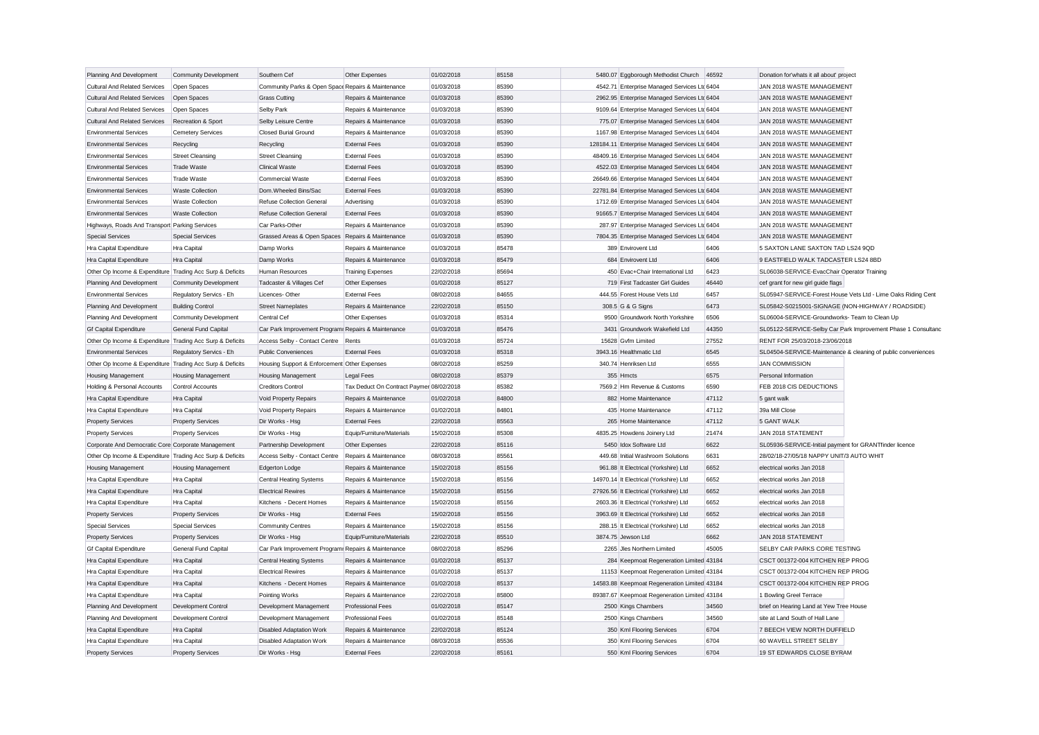| | | | | | | | | | |
|---|---|---|---|---|---|---|---|---|---|
| Planning And Development | Community Development | Southern Cef | Other Expenses | 01/02/2018 | 85158 | 5480.07 | Eggborough Methodist Church | 46592 | Donation for'whats it all about' project |
| Cultural And Related Services | Open Spaces | Community Parks & Open Spaces | Repairs & Maintenance | 01/03/2018 | 85390 | 4542.71 | Enterprise Managed Services Ltd | 6404 | JAN 2018 WASTE MANAGEMENT |
| Cultural And Related Services | Open Spaces | Grass Cutting | Repairs & Maintenance | 01/03/2018 | 85390 | 2962.95 | Enterprise Managed Services Ltd | 6404 | JAN 2018 WASTE MANAGEMENT |
| Cultural And Related Services | Open Spaces | Selby Park | Repairs & Maintenance | 01/03/2018 | 85390 | 9109.64 | Enterprise Managed Services Ltd | 6404 | JAN 2018 WASTE MANAGEMENT |
| Cultural And Related Services | Recreation & Sport | Selby Leisure Centre | Repairs & Maintenance | 01/03/2018 | 85390 | 775.07 | Enterprise Managed Services Ltd | 6404 | JAN 2018 WASTE MANAGEMENT |
| Environmental Services | Cemetery Services | Closed Burial Ground | Repairs & Maintenance | 01/03/2018 | 85390 | 1167.98 | Enterprise Managed Services Ltd | 6404 | JAN 2018 WASTE MANAGEMENT |
| Environmental Services | Recycling | Recycling | External Fees | 01/03/2018 | 85390 | 128184.11 | Enterprise Managed Services Ltd | 6404 | JAN 2018 WASTE MANAGEMENT |
| Environmental Services | Street Cleansing | Street Cleansing | External Fees | 01/03/2018 | 85390 | 48409.16 | Enterprise Managed Services Ltd | 6404 | JAN 2018 WASTE MANAGEMENT |
| Environmental Services | Trade Waste | Clinical Waste | External Fees | 01/03/2018 | 85390 | 4522.03 | Enterprise Managed Services Ltd | 6404 | JAN 2018 WASTE MANAGEMENT |
| Environmental Services | Trade Waste | Commercial Waste | External Fees | 01/03/2018 | 85390 | 26649.66 | Enterprise Managed Services Ltd | 6404 | JAN 2018 WASTE MANAGEMENT |
| Environmental Services | Waste Collection | Dom.Wheeled Bins/Sac | External Fees | 01/03/2018 | 85390 | 22781.84 | Enterprise Managed Services Ltd | 6404 | JAN 2018 WASTE MANAGEMENT |
| Environmental Services | Waste Collection | Refuse Collection General | Advertising | 01/03/2018 | 85390 | 1712.69 | Enterprise Managed Services Ltd | 6404 | JAN 2018 WASTE MANAGEMENT |
| Environmental Services | Waste Collection | Refuse Collection General | External Fees | 01/03/2018 | 85390 | 91665.7 | Enterprise Managed Services Ltd | 6404 | JAN 2018 WASTE MANAGEMENT |
| Highways, Roads And Transport | Parking Services | Car Parks-Other | Repairs & Maintenance | 01/03/2018 | 85390 | 287.97 | Enterprise Managed Services Ltd | 6404 | JAN 2018 WASTE MANAGEMENT |
| Special Services | Special Services | Grassed Areas & Open Spaces | Repairs & Maintenance | 01/03/2018 | 85390 | 7804.35 | Enterprise Managed Services Ltd | 6404 | JAN 2018 WASTE MANAGEMENT |
| Hra Capital Expenditure | Hra Capital | Damp Works | Repairs & Maintenance | 01/03/2018 | 85478 | 389 | Envirovent Ltd | 6406 | 5 SAXTON LANE SAXTON TAD LS24 9QD |
| Hra Capital Expenditure | Hra Capital | Damp Works | Repairs & Maintenance | 01/03/2018 | 85479 | 684 | Envirovent Ltd | 6406 | 9 EASTFIELD WALK TADCASTER LS24 8BD |
| Other Op Income & Expenditure | Trading Acc Surp & Deficits | Human Resources | Training Expenses | 22/02/2018 | 85694 | 450 | Evac+Chair International Ltd | 6423 | SL06038-SERVICE-EvacChair Operator Training |
| Planning And Development | Community Development | Tadcaster & Villages Cef | Other Expenses | 01/02/2018 | 85127 | 719 | First Tadcaster Girl Guides | 46440 | cef grant for new girl guide flags |
| Environmental Services | Regulatory Servics - Eh | Licences- Other | External Fees | 08/02/2018 | 84655 | 444.55 | Forest House Vets Ltd | 6457 | SL05947-SERVICE-Forest House Vets Ltd - Lime Oaks Riding Cent |
| Planning And Development | Building Control | Street Nameplates | Repairs & Maintenance | 22/02/2018 | 85150 | 308.5 | G & G Signs | 6473 | SL05842-S0215001-SIGNAGE (NON-HIGHWAY / ROADSIDE) |
| Planning And Development | Community Development | Central Cef | Other Expenses | 01/03/2018 | 85314 | 9500 | Groundwork North Yorkshire | 6506 | SL06004-SERVICE-Groundworks- Team to Clean Up |
| Gf Capital Expenditure | General Fund Capital | Car Park Improvement Programme | Repairs & Maintenance | 01/03/2018 | 85476 | 3431 | Groundwork Wakefield Ltd | 44350 | SL05122-SERVICE-Selby Car Park Improvement Phase 1 Consultanc |
| Other Op Income & Expenditure | Trading Acc Surp & Deficits | Access Selby - Contact Centre | Rents | 01/03/2018 | 85724 | 15628 | Gvfm Limited | 27552 | RENT FOR 25/03/2018-23/06/2018 |
| Environmental Services | Regulatory Servics - Eh | Public Conveniences | External Fees | 01/03/2018 | 85318 | 3943.16 | Healthmatic Ltd | 6545 | SL04504-SERVICE-Maintenance & cleaning of public conveniences |
| Other Op Income & Expenditure | Trading Acc Surp & Deficits | Housing Support & Enforcement | Other Expenses | 08/02/2018 | 85259 | 340.74 | Henriksen Ltd | 6555 | JAN COMMISSION |
| Housing Management | Housing Management | Housing Management | Legal Fees | 08/02/2018 | 85379 | 355 | Hmcts | 6575 | Personal Information |
| Holding & Personal Accounts | Control Accounts | Creditors Control | Tax Deduct On Contract Payment | 08/02/2018 | 85382 | 7569.2 | Hm Revenue & Customs | 6590 | FEB 2018 CIS DEDUCTIONS |
| Hra Capital Expenditure | Hra Capital | Void Property Repairs | Repairs & Maintenance | 01/02/2018 | 84800 | 882 | Home Maintenance | 47112 | 5 gant walk |
| Hra Capital Expenditure | Hra Capital | Void Property Repairs | Repairs & Maintenance | 01/02/2018 | 84801 | 435 | Home Maintenance | 47112 | 39a Mill Close |
| Property Services | Property Services | Dir Works - Hsg | External Fees | 22/02/2018 | 85563 | 265 | Home Maintenance | 47112 | 5 GANT WALK |
| Property Services | Property Services | Dir Works - Hsg | Equip/Furniture/Materials | 15/02/2018 | 85308 | 4835.25 | Howdens Joinery Ltd | 21474 | JAN 2018 STATEMENT |
| Corporate And Democratic Core | Corporate Management | Partnership Development | Other Expenses | 22/02/2018 | 85116 | 5450 | Idox Software Ltd | 6622 | SL05936-SERVICE-Initial payment for GRANTfinder licence |
| Other Op Income & Expenditure | Trading Acc Surp & Deficits | Access Selby - Contact Centre | Repairs & Maintenance | 08/03/2018 | 85561 | 449.68 | Initial Washroom Solutions | 6631 | 28/02/18-27/05/18 NAPPY UNIT/3 AUTO WHIT |
| Housing Management | Housing Management | Edgerton Lodge | Repairs & Maintenance | 15/02/2018 | 85156 | 961.88 | It Electrical (Yorkshire) Ltd | 6652 | electrical works Jan 2018 |
| Hra Capital Expenditure | Hra Capital | Central Heating Systems | Repairs & Maintenance | 15/02/2018 | 85156 | 14970.14 | It Electrical (Yorkshire) Ltd | 6652 | electrical works Jan 2018 |
| Hra Capital Expenditure | Hra Capital | Electrical Rewires | Repairs & Maintenance | 15/02/2018 | 85156 | 27926.56 | It Electrical (Yorkshire) Ltd | 6652 | electrical works Jan 2018 |
| Hra Capital Expenditure | Hra Capital | Kitchens - Decent Homes | Repairs & Maintenance | 15/02/2018 | 85156 | 2603.36 | It Electrical (Yorkshire) Ltd | 6652 | electrical works Jan 2018 |
| Property Services | Property Services | Dir Works - Hsg | External Fees | 15/02/2018 | 85156 | 3963.69 | It Electrical (Yorkshire) Ltd | 6652 | electrical works Jan 2018 |
| Special Services | Special Services | Community Centres | Repairs & Maintenance | 15/02/2018 | 85156 | 288.15 | It Electrical (Yorkshire) Ltd | 6652 | electrical works Jan 2018 |
| Property Services | Property Services | Dir Works - Hsg | Equip/Furniture/Materials | 22/02/2018 | 85510 | 3874.75 | Jewson Ltd | 6662 | JAN 2018 STATEMENT |
| Gf Capital Expenditure | General Fund Capital | Car Park Improvement Programme | Repairs & Maintenance | 08/02/2018 | 85296 | 2265 | Jles Northern Limited | 45005 | SELBY CAR PARKS CORE TESTING |
| Hra Capital Expenditure | Hra Capital | Central Heating Systems | Repairs & Maintenance | 01/02/2018 | 85137 | 284 | Keepmoat Regeneration Limited | 43184 | CSCT 001372-004 KITCHEN REP PROG |
| Hra Capital Expenditure | Hra Capital | Electrical Rewires | Repairs & Maintenance | 01/02/2018 | 85137 | 11153 | Keepmoat Regeneration Limited | 43184 | CSCT 001372-004 KITCHEN REP PROG |
| Hra Capital Expenditure | Hra Capital | Kitchens - Decent Homes | Repairs & Maintenance | 01/02/2018 | 85137 | 14583.88 | Keepmoat Regeneration Limited | 43184 | CSCT 001372-004 KITCHEN REP PROG |
| Hra Capital Expenditure | Hra Capital | Pointing Works | Repairs & Maintenance | 22/02/2018 | 85800 | 89387.67 | Keepmoat Regeneration Limited | 43184 | 1 Bowling Greel Terrace |
| Planning And Development | Development Control | Development Management | Professional Fees | 01/02/2018 | 85147 | 2500 | Kings Chambers | 34560 | brief on Hearing Land at Yew Tree House |
| Planning And Development | Development Control | Development Management | Professional Fees | 01/02/2018 | 85148 | 2500 | Kings Chambers | 34560 | site at Land South of Hall Lane |
| Hra Capital Expenditure | Hra Capital | Disabled Adaptation Work | Repairs & Maintenance | 22/02/2018 | 85124 | 350 | Kml Flooring Services | 6704 | 7 BEECH VIEW NORTH DUFFIELD |
| Hra Capital Expenditure | Hra Capital | Disabled Adaptation Work | Repairs & Maintenance | 08/03/2018 | 85536 | 350 | Kml Flooring Services | 6704 | 60 WAVELL STREET SELBY |
| Property Services | Property Services | Dir Works - Hsg | External Fees | 22/02/2018 | 85161 | 550 | Kml Flooring Services | 6704 | 19 ST EDWARDS CLOSE BYRAM |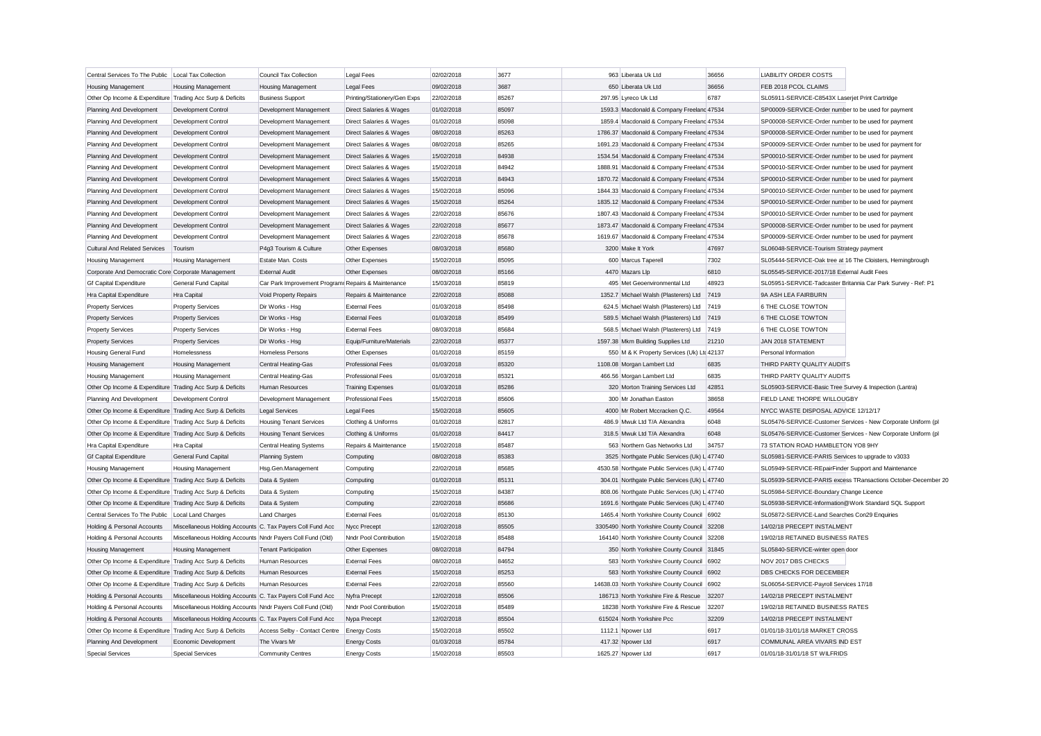| | | | | | | | | | |
|---|---|---|---|---|---|---|---|---|---|
| Central Services To The Public | Local Tax Collection | Council Tax Collection | Legal Fees | 02/02/2018 | 3677 | 963 | Liberata Uk Ltd | 36656 | LIABILITY ORDER COSTS |
| Housing Management | Housing Management | Housing Management | Legal Fees | 09/02/2018 | 3687 | 650 | Liberata Uk Ltd | 36656 | FEB 2018 PCOL CLAIMS |
| Other Op Income & Expenditure | Trading Acc Surp & Deficits | Business Support | Printing/Stationery/Gen Exps | 22/02/2018 | 85267 | 297.95 | Lyreco Uk Ltd | 6787 | SL05911-SERVICE-C8543X Laserjet Print Cartridge |
| Planning And Development | Development Control | Development Management | Direct Salaries & Wages | 01/02/2018 | 85097 | 1593.3 | Macdonald & Company Freelanc | 47534 | SP00009-SERVICE-Order number to be used for payment |
| Planning And Development | Development Control | Development Management | Direct Salaries & Wages | 01/02/2018 | 85098 | 1859.4 | Macdonald & Company Freelanc | 47534 | SP00008-SERVICE-Order number to be used for payment |
| Planning And Development | Development Control | Development Management | Direct Salaries & Wages | 08/02/2018 | 85263 | 1786.37 | Macdonald & Company Freelanc | 47534 | SP00008-SERVICE-Order number to be used for payment |
| Planning And Development | Development Control | Development Management | Direct Salaries & Wages | 08/02/2018 | 85265 | 1691.23 | Macdonald & Company Freelanc | 47534 | SP00009-SERVICE-Order number to be used for payment for |
| Planning And Development | Development Control | Development Management | Direct Salaries & Wages | 15/02/2018 | 84938 | 1534.54 | Macdonald & Company Freelanc | 47534 | SP00010-SERVICE-Order number to be used for payment |
| Planning And Development | Development Control | Development Management | Direct Salaries & Wages | 15/02/2018 | 84942 | 1888.91 | Macdonald & Company Freelanc | 47534 | SP00010-SERVICE-Order number to be used for payment |
| Planning And Development | Development Control | Development Management | Direct Salaries & Wages | 15/02/2018 | 84943 | 1870.72 | Macdonald & Company Freelanc | 47534 | SP00010-SERVICE-Order number to be used for payment |
| Planning And Development | Development Control | Development Management | Direct Salaries & Wages | 15/02/2018 | 85096 | 1844.33 | Macdonald & Company Freelanc | 47534 | SP00010-SERVICE-Order number to be used for payment |
| Planning And Development | Development Control | Development Management | Direct Salaries & Wages | 15/02/2018 | 85264 | 1835.12 | Macdonald & Company Freelanc | 47534 | SP00010-SERVICE-Order number to be used for payment |
| Planning And Development | Development Control | Development Management | Direct Salaries & Wages | 22/02/2018 | 85676 | 1807.43 | Macdonald & Company Freelanc | 47534 | SP00010-SERVICE-Order number to be used for payment |
| Planning And Development | Development Control | Development Management | Direct Salaries & Wages | 22/02/2018 | 85677 | 1873.47 | Macdonald & Company Freelanc | 47534 | SP00008-SERVICE-Order number to be used for payment |
| Planning And Development | Development Control | Development Management | Direct Salaries & Wages | 22/02/2018 | 85678 | 1619.67 | Macdonald & Company Freelanc | 47534 | SP00009-SERVICE-Order number to be used for payment |
| Cultural And Related Services | Tourism | P4g3 Tourism & Culture | Other Expenses | 08/03/2018 | 85680 | 3200 | Make It York | 47697 | SL06048-SERVICE-Tourism Strategy payment |
| Housing Management | Housing Management | Estate Man. Costs | Other Expenses | 15/02/2018 | 85095 | 600 | Marcus Taperell | 7302 | SL05444-SERVICE-Oak tree at 16 The Cloisters, Hemingbrough |
| Corporate And Democratic Core | Corporate Management | External Audit | Other Expenses | 08/02/2018 | 85166 | 4470 | Mazars Llp | 6810 | SL05545-SERVICE-2017/18 External Audit Fees |
| Gf Capital Expenditure | General Fund Capital | Car Park Improvement Programm | Repairs & Maintenance | 15/03/2018 | 85819 | 495 | Met Geoenvironmental Ltd | 48923 | SL05951-SERVICE-Tadcaster Britannia Car Park Survey - Ref: P1 |
| Hra Capital Expenditure | Hra Capital | Void Property Repairs | Repairs & Maintenance | 22/02/2018 | 85088 | 1352.7 | Michael Walsh (Plasterers) Ltd | 7419 | 9A ASH LEA FAIRBURN |
| Property Services | Property Services | Dir Works - Hsg | External Fees | 01/03/2018 | 85498 | 624.5 | Michael Walsh (Plasterers) Ltd | 7419 | 6 THE CLOSE TOWTON |
| Property Services | Property Services | Dir Works - Hsg | External Fees | 01/03/2018 | 85499 | 589.5 | Michael Walsh (Plasterers) Ltd | 7419 | 6 THE CLOSE TOWTON |
| Property Services | Property Services | Dir Works - Hsg | External Fees | 08/03/2018 | 85684 | 568.5 | Michael Walsh (Plasterers) Ltd | 7419 | 6 THE CLOSE TOWTON |
| Property Services | Property Services | Dir Works - Hsg | Equip/Furniture/Materials | 22/02/2018 | 85377 | 1597.38 | Mkm Building Supplies Ltd | 21210 | JAN 2018 STATEMENT |
| Housing General Fund | Homelessness | Homeless Persons | Other Expenses | 01/02/2018 | 85159 | 550 | M & K Property Services (Uk) Lt | 42137 | Personal Information |
| Housing Management | Housing Management | Central Heating-Gas | Professional Fees | 01/03/2018 | 85320 | 1108.08 | Morgan Lambert Ltd | 6835 | THIRD PARTY QUALITY AUDITS |
| Housing Management | Housing Management | Central Heating-Gas | Professional Fees | 01/03/2018 | 85321 | 466.56 | Morgan Lambert Ltd | 6835 | THIRD PARTY QUALITY AUDITS |
| Other Op Income & Expenditure | Trading Acc Surp & Deficits | Human Resources | Training Expenses | 01/03/2018 | 85286 | 320 | Morton Training Services Ltd | 42851 | SL05903-SERVICE-Basic Tree Survey & Inspection (Lantra) |
| Planning And Development | Development Control | Development Management | Professional Fees | 15/02/2018 | 85606 | 300 | Mr Jonathan Easton | 38658 | FIELD LANE THORPE WILLOUGBY |
| Other Op Income & Expenditure | Trading Acc Surp & Deficits | Legal Services | Legal Fees | 15/02/2018 | 85605 | 4000 | Mr Robert Mccracken Q.C. | 49564 | NYCC WASTE DISPOSAL ADVICE 12/12/17 |
| Other Op Income & Expenditure | Trading Acc Surp & Deficits | Housing Tenant Services | Clothing & Uniforms | 01/02/2018 | 82817 | 486.9 | Mwuk Ltd T/A Alexandra | 6048 | SL05476-SERVICE-Customer Services - New Corporate Uniform (pl |
| Other Op Income & Expenditure | Trading Acc Surp & Deficits | Housing Tenant Services | Clothing & Uniforms | 01/02/2018 | 84417 | 318.5 | Mwuk Ltd T/A Alexandra | 6048 | SL05476-SERVICE-Customer Services - New Corporate Uniform (pl |
| Hra Capital Expenditure | Hra Capital | Central Heating Systems | Repairs & Maintenance | 15/02/2018 | 85487 | 563 | Northern Gas Networks Ltd | 34757 | 73 STATION ROAD HAMBLETON YO8 9HY |
| Gf Capital Expenditure | General Fund Capital | Planning System | Computing | 08/02/2018 | 85383 | 3525 | Northgate Public Services (Uk) L | 47740 | SL05981-SERVICE-PARIS Services to upgrade to v3033 |
| Housing Management | Housing Management | Hsg.Gen.Management | Computing | 22/02/2018 | 85685 | 4530.58 | Northgate Public Services (Uk) L | 47740 | SL05949-SERVICE-REpairFinder Support and Maintenance |
| Other Op Income & Expenditure | Trading Acc Surp & Deficits | Data & System | Computing | 01/02/2018 | 85131 | 304.01 | Northgate Public Services (Uk) L | 47740 | SL05939-SERVICE-PARIS excess TRansactions October-December 20 |
| Other Op Income & Expenditure | Trading Acc Surp & Deficits | Data & System | Computing | 15/02/2018 | 84387 | 808.06 | Northgate Public Services (Uk) L | 47740 | SL05984-SERVICE-Boundary Change Licence |
| Other Op Income & Expenditure | Trading Acc Surp & Deficits | Data & System | Computing | 22/02/2018 | 85686 | 1691.6 | Northgate Public Services (Uk) L | 47740 | SL05938-SERVICE-Information@Work Standard SQL Support |
| Central Services To The Public | Local Land Charges | Land Charges | External Fees | 01/02/2018 | 85130 | 1465.4 | North Yorkshire County Council | 6902 | SL05872-SERVICE-Land Searches Con29 Enquiries |
| Holding & Personal Accounts | Miscellaneous Holding Accounts | C. Tax Payers Coll Fund Acc | Nycc Precept | 12/02/2018 | 85505 | 3305490 | North Yorkshire County Council | 32208 | 14/02/18 PRECEPT INSTALMENT |
| Holding & Personal Accounts | Miscellaneous Holding Accounts | Nndr Payers Coll Fund (Old) | Nndr Pool Contribution | 15/02/2018 | 85488 | 164140 | North Yorkshire County Council | 32208 | 19/02/18 RETAINED BUSINESS RATES |
| Housing Management | Housing Management | Tenant Participation | Other Expenses | 08/02/2018 | 84794 | 350 | North Yorkshire County Council | 31845 | SL05840-SERVICE-winter open door |
| Other Op Income & Expenditure | Trading Acc Surp & Deficits | Human Resources | External Fees | 08/02/2018 | 84652 | 583 | North Yorkshire County Council | 6902 | NOV 2017 DBS CHECKS |
| Other Op Income & Expenditure | Trading Acc Surp & Deficits | Human Resources | External Fees | 15/02/2018 | 85253 | 583 | North Yorkshire County Council | 6902 | DBS CHECKS FOR DECEMBER |
| Other Op Income & Expenditure | Trading Acc Surp & Deficits | Human Resources | External Fees | 22/02/2018 | 85560 | 14638.03 | North Yorkshire County Council | 6902 | SL06054-SERVICE-Payroll Services 17/18 |
| Holding & Personal Accounts | Miscellaneous Holding Accounts | C. Tax Payers Coll Fund Acc | Nyfra Precept | 12/02/2018 | 85506 | 186713 | North Yorkshire Fire & Rescue | 32207 | 14/02/18 PRECEPT INSTALMENT |
| Holding & Personal Accounts | Miscellaneous Holding Accounts | Nndr Payers Coll Fund (Old) | Nndr Pool Contribution | 15/02/2018 | 85489 | 18238 | North Yorkshire Fire & Rescue | 32207 | 19/02/18 RETAINED BUSINESS RATES |
| Holding & Personal Accounts | Miscellaneous Holding Accounts | C. Tax Payers Coll Fund Acc | Nypa Precept | 12/02/2018 | 85504 | 615024 | North Yorkshire Pcc | 32209 | 14/02/18 PRECEPT INSTALMENT |
| Other Op Income & Expenditure | Trading Acc Surp & Deficits | Access Selby - Contact Centre | Energy Costs | 15/02/2018 | 85502 | 1112.1 | Npower Ltd | 6917 | 01/01/18-31/01/18 MARKET CROSS |
| Planning And Development | Economic Development | The Vivars Mr | Energy Costs | 01/03/2018 | 85784 | 417.32 | Npower Ltd | 6917 | COMMUNAL AREA VIVARS IND EST |
| Special Services | Special Services | Community Centres | Energy Costs | 15/02/2018 | 85503 | 1625.27 | Npower Ltd | 6917 | 01/01/18-31/01/18 ST WILFRIDS |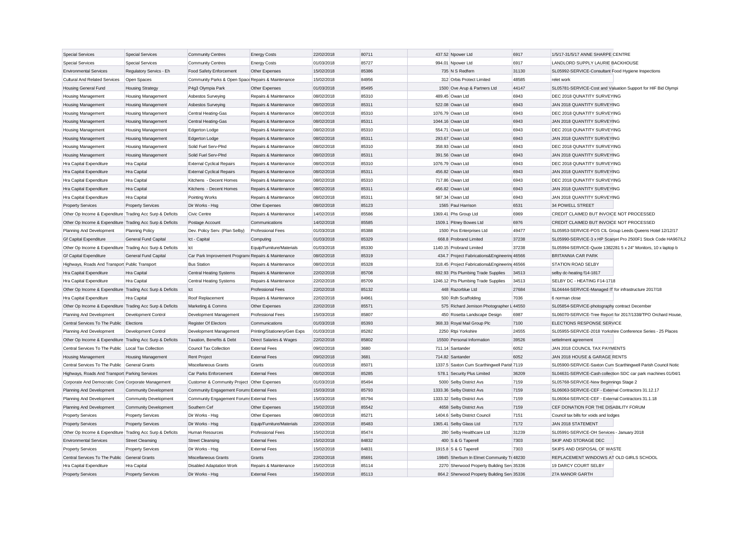| | | | | | | | | | |
|---|---|---|---|---|---|---|---|---|---|
| Special Services | Special Services | Community Centres | Energy Costs | 22/02/2018 | 80711 | 437.52 | Npower Ltd | 6917 | 1/5/17-31/5/17 ANNE SHARPE CENTRE |
| Special Services | Special Services | Community Centres | Energy Costs | 01/03/2018 | 85727 | 994.01 | Npower Ltd | 6917 | LANDLORD SUPPLY LAURIE BACKHOUSE |
| Environmental Services | Regulatory Servics - Eh | Food Safety Enforcement | Other Expenses | 15/02/2018 | 85386 | 735 | N S Redfern | 31130 | SL05992-SERVICE-Consultant Food Hygiene Inspections |
| Cultural And Related Services | Open Spaces | Community Parks & Open Space | Repairs & Maintenance | 15/02/2018 | 84956 | 312 | Orbis Protect Limited | 48585 | relet work |
| Housing General Fund | Housing Strategy | P4g3 Olympia Park | Other Expenses | 01/03/2018 | 85495 | 1500 | Ove Arup & Partners Ltd | 44147 | SL05781-SERVICE-Cost and Valuation Support for HIF Bid Olympi |
| Housing Management | Housing Management | Asbestos Surveying | Repairs & Maintenance | 08/02/2018 | 85310 | 489.45 | Owan Ltd | 6943 | DEC 2018 QUNATITY SURVEYING |
| Housing Management | Housing Management | Asbestos Surveying | Repairs & Maintenance | 08/02/2018 | 85311 | 522.08 | Owan Ltd | 6943 | JAN 2018 QUANTITY SURVEYING |
| Housing Management | Housing Management | Central Heating-Gas | Repairs & Maintenance | 08/02/2018 | 85310 | 1076.79 | Owan Ltd | 6943 | DEC 2018 QUNATITY SURVEYING |
| Housing Management | Housing Management | Central Heating-Gas | Repairs & Maintenance | 08/02/2018 | 85311 | 1044.16 | Owan Ltd | 6943 | JAN 2018 QUANTITY SURVEYING |
| Housing Management | Housing Management | Edgerton Lodge | Repairs & Maintenance | 08/02/2018 | 85310 | 554.71 | Owan Ltd | 6943 | DEC 2018 QUNATITY SURVEYING |
| Housing Management | Housing Management | Edgerton Lodge | Repairs & Maintenance | 08/02/2018 | 85311 | 293.67 | Owan Ltd | 6943 | JAN 2018 QUANTITY SURVEYING |
| Housing Management | Housing Management | Solid Fuel Serv-Plnd | Repairs & Maintenance | 08/02/2018 | 85310 | 358.93 | Owan Ltd | 6943 | DEC 2018 QUNATITY SURVEYING |
| Housing Management | Housing Management | Solid Fuel Serv-Plnd | Repairs & Maintenance | 08/02/2018 | 85311 | 391.56 | Owan Ltd | 6943 | JAN 2018 QUANTITY SURVEYING |
| Hra Capital Expenditure | Hra Capital | External Cyclical Repairs | Repairs & Maintenance | 08/02/2018 | 85310 | 1076.79 | Owan Ltd | 6943 | DEC 2018 QUNATITY SURVEYING |
| Hra Capital Expenditure | Hra Capital | External Cyclical Repairs | Repairs & Maintenance | 08/02/2018 | 85311 | 456.82 | Owan Ltd | 6943 | JAN 2018 QUANTITY SURVEYING |
| Hra Capital Expenditure | Hra Capital | Kitchens - Decent Homes | Repairs & Maintenance | 08/02/2018 | 85310 | 717.86 | Owan Ltd | 6943 | DEC 2018 QUNATITY SURVEYING |
| Hra Capital Expenditure | Hra Capital | Kitchens - Decent Homes | Repairs & Maintenance | 08/02/2018 | 85311 | 456.82 | Owan Ltd | 6943 | JAN 2018 QUANTITY SURVEYING |
| Hra Capital Expenditure | Hra Capital | Pointing Works | Repairs & Maintenance | 08/02/2018 | 85311 | 587.34 | Owan Ltd | 6943 | JAN 2018 QUANTITY SURVEYING |
| Property Services | Property Services | Dir Works - Hsg | Other Expenses | 08/02/2018 | 85123 | 1565 | Paul Harrison | 6531 | 34 POWELL STREET |
| Other Op Income & Expenditure | Trading Acc Surp & Deficits | Civic Centre | Repairs & Maintenance | 14/02/2018 | 85586 | 1369.41 | Phs Group Ltd | 6969 | CREDIT CLAIMED BUT INVOICE NOT PROCESSED |
| Other Op Income & Expenditure | Trading Acc Surp & Deficits | Postage Account | Communications | 14/02/2018 | 85585 | 1509.1 | Pitney Bowes Ltd | 6976 | CREDIT CLAIMED BUT INVOICE NOT PROCESSED |
| Planning And Development | Planning Policy | Dev. Policy Serv. (Plan Selby) | Professional Fees | 01/03/2018 | 85388 | 1500 | Pos Enterprises Ltd | 49477 | SL05953-SERVICE-POS CIL Group Leeds Queens Hotel 12/12/17 |
| Gf Capital Expenditure | General Fund Capital | Ict - Capital | Computing | 01/03/2018 | 85329 | 668.8 | Probrand Limited | 37238 | SL05990-SERVICE-3 x HP Scanjet Pro 2500F1 Stock Code HA967/L2 |
| Other Op Income & Expenditure | Trading Acc Surp & Deficits | Ict | Equip/Furniture/Materials | 01/03/2018 | 85330 | 1140.15 | Probrand Limited | 37238 | SL05994-SERVICE-Quote 1382281 5 x 24" Monitors, 10 x laptop b |
| Gf Capital Expenditure | General Fund Capital | Car Park Improvement Programme | Repairs & Maintenance | 08/02/2018 | 85319 | 434.7 | Project Fabrications&Engineering | 46566 | BRITANNIA CAR PARK |
| Highways, Roads And Transport | Public Transport | Bus Station | Repairs & Maintenance | 08/02/2018 | 85328 | 318.45 | Project Fabrications&Engineering | 46566 | STATION ROAD SELBY |
| Hra Capital Expenditure | Hra Capital | Central Heating Systems | Repairs & Maintenance | 22/02/2018 | 85708 | 692.93 | Pts Plumbing Trade Supplies | 34513 | selby dc-heating f14-1817 |
| Hra Capital Expenditure | Hra Capital | Central Heating Systems | Repairs & Maintenance | 22/02/2018 | 85709 | 1246.12 | Pts Plumbing Trade Supplies | 34513 | SELBY DC - HEATING F14-1718 |
| Other Op Income & Expenditure | Trading Acc Surp & Deficits | Ict | Professional Fees | 22/02/2018 | 85132 | 448 | Razorblue Ltd | 27684 | SL04444-SERVICE-Managed IT for infrastructure 2017/18 |
| Hra Capital Expenditure | Hra Capital | Roof Replacement | Repairs & Maintenance | 22/02/2018 | 84961 | 500 | Rdh Scaffolding | 7036 | 6 norman close |
| Other Op Income & Expenditure | Trading Acc Surp & Deficits | Marketing & Comms | Other Expenses | 22/02/2018 | 85571 | 575 | Richard Jemison Photographer L | 44550 | SL05854-SERVICE-photography contract December |
| Planning And Development | Development Control | Development Management | Professional Fees | 15/03/2018 | 85807 | 450 | Rosetta Landscape Design | 6987 | SL06070-SERVICE-Tree Report for 2017/1338/TPO Orchard House, |
| Central Services To The Public | Elections | Register Of Electors | Communications | 01/03/2018 | 85393 | 368.33 | Royal Mail Group Plc | 7100 | ELECTIONS RESPONSE SERVICE |
| Planning And Development | Development Control | Development Management | Printing/Stationery/Gen Exps | 01/03/2018 | 85282 | 2250 | Rtpi Yorkshire | 24555 | SL05955-SERVICE-2018 Yorkshire Conference Series - 25 Places |
| Other Op Income & Expenditure | Trading Acc Surp & Deficits | Taxation, Benefits & Debt | Direct Salaries & Wages | 22/02/2018 | 85802 | 15500 | Personal Information | 39526 | settelment agreement |
| Central Services To The Public | Local Tax Collection | Council Tax Collection | External Fees | 09/02/2018 | 3680 | 711.14 | Santander | 6052 | JAN 2018 COUNCIL TAX PAYMENTS |
| Housing Management | Housing Management | Rent Project | External Fees | 09/02/2018 | 3681 | 714.82 | Santander | 6052 | JAN 2018 HOUSE & GARAGE RENTS |
| Central Services To The Public | General Grants | Miscellaneous Grants | Grants | 01/02/2018 | 85071 | 1337.5 | Saxton Cum Scarthingwell Parish | 7119 | SL05900-SERVICE-Saxton Cum Scarthingwell Parish Council Notic |
| Highways, Roads And Transport | Parking Services | Car Parks Enforcement | External Fees | 08/02/2018 | 85285 | 578.1 | Security Plus Limited | 36209 | SL04631-SERVICE-Cash collection SDC car park machines 01/04/1 |
| Corporate And Democratic Core | Corporate Management | Customer & Community Project | Other Expenses | 01/03/2018 | 85494 | 5000 | Selby District Avs | 7159 | SL05768-SERVICE-New Beginnings Stage 2 |
| Planning And Development | Community Development | Community Engagement Forums | External Fees | 15/03/2018 | 85793 | 1333.36 | Selby District Avs | 7159 | SL06063-SERVICE-CEF - External Contractors 31.12.17 |
| Planning And Development | Community Development | Community Engagement Forums | External Fees | 15/03/2018 | 85794 | 1333.32 | Selby District Avs | 7159 | SL06064-SERVICE-CEF - External Contractors 31.1.18 |
| Planning And Development | Community Development | Southern Cef | Other Expenses | 15/02/2018 | 85542 | 4658 | Selby District Avs | 7159 | CEF DONATION FOR THE DISABILITY FORUM |
| Property Services | Property Services | Dir Works - Hsg | Other Expenses | 08/02/2018 | 85271 | 1404.6 | Selby District Council | 7151 | Council tax bills for voids and lodges |
| Property Services | Property Services | Dir Works - Hsg | Equip/Furniture/Materials | 22/02/2018 | 85483 | 1365.41 | Selby Glass Ltd | 7172 | JAN 2018 STATEMENT |
| Other Op Income & Expenditure | Trading Acc Surp & Deficits | Human Resources | Professional Fees | 15/02/2018 | 85474 | 280 | Selby Healthcare Ltd | 31239 | SL05991-SERVICE-OH Services - January 2018 |
| Environmental Services | Street Cleansing | Street Cleansing | External Fees | 15/02/2018 | 84832 | 400 | S & G Taperell | 7303 | SKIP AND STORAGE DEC |
| Property Services | Property Services | Dir Works - Hsg | External Fees | 15/02/2018 | 84831 | 1915.8 | S & G Taperell | 7303 | SKIPS AND DISPOSAL OF WASTE |
| Central Services To The Public | General Grants | Miscellaneous Grants | Grants | 22/02/2018 | 85691 | 19845 | Sherburn In Elmet Community Tr | 48230 | REPLACEMENT WINDOWS AT OLD GIRLS SCHOOL |
| Hra Capital Expenditure | Hra Capital | Disabled Adaptation Work | Repairs & Maintenance | 15/02/2018 | 85114 | 2270 | Sherwood Property Building Serv | 35336 | 19 DARCY COURT SELBY |
| Property Services | Property Services | Dir Works - Hsg | External Fees | 15/02/2018 | 85113 | 864.2 | Sherwood Property Building Serv | 35336 | 27A MANOR GARTH |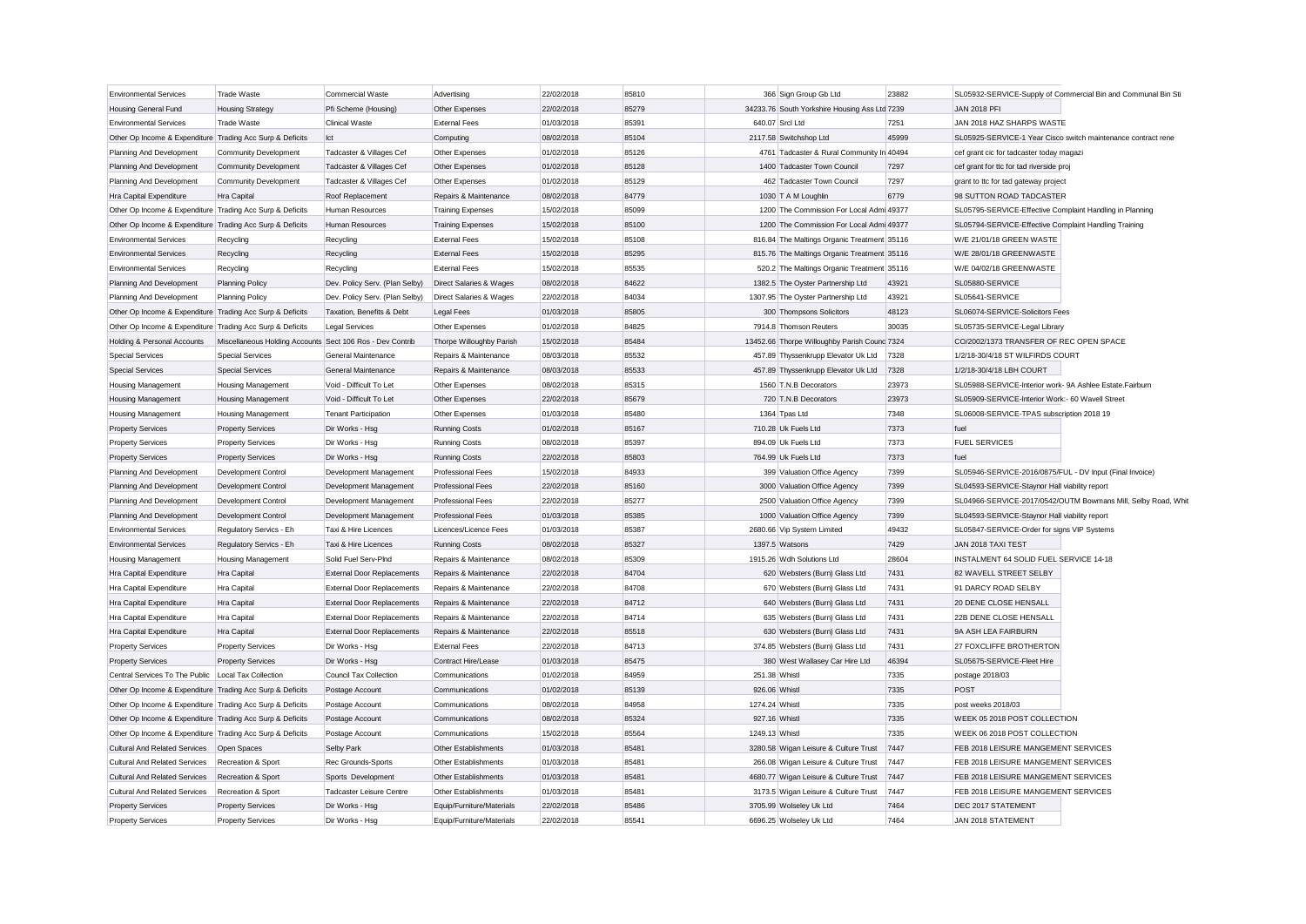| | | | | | | | | | |
|---|---|---|---|---|---|---|---|---|---|
| Environmental Services | Trade Waste | Commercial Waste | Advertising | 22/02/2018 | 85810 | 366 | Sign Group Gb Ltd | 23882 | SL05932-SERVICE-Supply of Commercial Bin and Communal Bin Sti |
| Housing General Fund | Housing Strategy | Pfi Scheme (Housing) | Other Expenses | 22/02/2018 | 85279 | 34233.76 | South Yorkshire Housing Ass Ltd | 7239 | JAN 2018 PFI |
| Environmental Services | Trade Waste | Clinical Waste | External Fees | 01/03/2018 | 85391 | 640.07 | Srcl Ltd | 7251 | JAN 2018 HAZ SHARPS WASTE |
| Other Op Income & Expenditure | Trading Acc Surp & Deficits | Ict | Computing | 08/02/2018 | 85104 | 2117.58 | Switchshop Ltd | 45999 | SL05925-SERVICE-1 Year Cisco switch maintenance contract rene |
| Planning And Development | Community Development | Tadcaster & Villages Cef | Other Expenses | 01/02/2018 | 85126 | 4761 | Tadcaster & Rural Community In | 40494 | cef grant cic for tadcaster today magazi |
| Planning And Development | Community Development | Tadcaster & Villages Cef | Other Expenses | 01/02/2018 | 85128 | 1400 | Tadcaster Town Council | 7297 | cef grant for ttc for tad riverside proj |
| Planning And Development | Community Development | Tadcaster & Villages Cef | Other Expenses | 01/02/2018 | 85129 | 462 | Tadcaster Town Council | 7297 | grant to ttc for tad gateway project |
| Hra Capital Expenditure | Hra Capital | Roof Replacement | Repairs & Maintenance | 08/02/2018 | 84779 | 1030 | T A M Loughlin | 6779 | 98 SUTTON ROAD TADCASTER |
| Other Op Income & Expenditure | Trading Acc Surp & Deficits | Human Resources | Training Expenses | 15/02/2018 | 85099 | 1200 | The Commission For Local Admi | 49377 | SL05795-SERVICE-Effective Complaint Handling in Planning |
| Other Op Income & Expenditure | Trading Acc Surp & Deficits | Human Resources | Training Expenses | 15/02/2018 | 85100 | 1200 | The Commission For Local Admi | 49377 | SL05794-SERVICE-Effective Complaint Handling Training |
| Environmental Services | Recycling | Recycling | External Fees | 15/02/2018 | 85108 | 816.84 | The Maltings Organic Treatment | 35116 | W/E 21/01/18 GREEN WASTE |
| Environmental Services | Recycling | Recycling | External Fees | 15/02/2018 | 85295 | 815.76 | The Maltings Organic Treatment | 35116 | W/E 28/01/18 GREENWASTE |
| Environmental Services | Recycling | Recycling | External Fees | 15/02/2018 | 85535 | 520.2 | The Maltings Organic Treatment | 35116 | W/E 04/02/18 GREENWASTE |
| Planning And Development | Planning Policy | Dev. Policy Serv. (Plan Selby) | Direct Salaries & Wages | 08/02/2018 | 84622 | 1382.5 | The Oyster Partnership Ltd | 43921 | SL05880-SERVICE |
| Planning And Development | Planning Policy | Dev. Policy Serv. (Plan Selby) | Direct Salaries & Wages | 22/02/2018 | 84034 | 1307.95 | The Oyster Partnership Ltd | 43921 | SL05641-SERVICE |
| Other Op Income & Expenditure | Trading Acc Surp & Deficits | Taxation, Benefits & Debt | Legal Fees | 01/03/2018 | 85805 | 300 | Thompsons Solicitors | 48123 | SL06074-SERVICE-Solicitors Fees |
| Other Op Income & Expenditure | Trading Acc Surp & Deficits | Legal Services | Other Expenses | 01/02/2018 | 84825 | 7914.8 | Thomson Reuters | 30035 | SL05735-SERVICE-Legal Library |
| Holding & Personal Accounts | Miscellaneous Holding Accounts | Sect 106 Ros - Dev Contrib | Thorpe Willoughby Parish | 15/02/2018 | 85484 | 13452.66 | Thorpe Willoughby Parish Counc | 7324 | CO/2002/1373 TRANSFER OF REC OPEN SPACE |
| Special Services | Special Services | General Maintenance | Repairs & Maintenance | 08/03/2018 | 85532 | 457.89 | Thyssenkrupp Elevator Uk Ltd | 7328 | 1/2/18-30/4/18 ST WILFIRDS COURT |
| Special Services | Special Services | General Maintenance | Repairs & Maintenance | 08/03/2018 | 85533 | 457.89 | Thyssenkrupp Elevator Uk Ltd | 7328 | 1/2/18-30/4/18 LBH COURT |
| Housing Management | Housing Management | Void - Difficult To Let | Other Expenses | 08/02/2018 | 85315 | 1560 | T.N.B Decorators | 23973 | SL05988-SERVICE-Interior work- 9A Ashlee Estate.Fairburn |
| Housing Management | Housing Management | Void - Difficult To Let | Other Expenses | 22/02/2018 | 85679 | 720 | T.N.B Decorators | 23973 | SL05909-SERVICE-Interior Work:- 60 Wavell Street |
| Housing Management | Housing Management | Tenant Participation | Other Expenses | 01/03/2018 | 85480 | 1364 | Tpas Ltd | 7348 | SL06008-SERVICE-TPAS subscription 2018 19 |
| Property Services | Property Services | Dir Works - Hsg | Running Costs | 01/02/2018 | 85167 | 710.28 | Uk Fuels Ltd | 7373 | fuel |
| Property Services | Property Services | Dir Works - Hsg | Running Costs | 08/02/2018 | 85397 | 894.09 | Uk Fuels Ltd | 7373 | FUEL SERVICES |
| Property Services | Property Services | Dir Works - Hsg | Running Costs | 22/02/2018 | 85803 | 764.99 | Uk Fuels Ltd | 7373 | fuel |
| Planning And Development | Development Control | Development Management | Professional Fees | 15/02/2018 | 84933 | 399 | Valuation Office Agency | 7399 | SL05946-SERVICE-2016/0875/FUL - DV Input (Final Invoice) |
| Planning And Development | Development Control | Development Management | Professional Fees | 22/02/2018 | 85160 | 3000 | Valuation Office Agency | 7399 | SL04593-SERVICE-Staynor Hall viability report |
| Planning And Development | Development Control | Development Management | Professional Fees | 22/02/2018 | 85277 | 2500 | Valuation Office Agency | 7399 | SL04966-SERVICE-2017/0542/OUTM Bowmans Mill, Selby Road, Whit |
| Planning And Development | Development Control | Development Management | Professional Fees | 01/03/2018 | 85385 | 1000 | Valuation Office Agency | 7399 | SL04593-SERVICE-Staynor Hall viability report |
| Environmental Services | Regulatory Servics - Eh | Taxi & Hire Licences | Licences/Licence Fees | 01/03/2018 | 85387 | 2680.66 | Vip System Limited | 49432 | SL05847-SERVICE-Order for signs VIP Systems |
| Environmental Services | Regulatory Servics - Eh | Taxi & Hire Licences | Running Costs | 08/02/2018 | 85327 | 1397.5 | Watsons | 7429 | JAN 2018 TAXI TEST |
| Housing Management | Housing Management | Solid Fuel Serv-Plnd | Repairs & Maintenance | 08/02/2018 | 85309 | 1915.26 | Wdh Solutions Ltd | 28604 | INSTALMENT 64 SOLID FUEL SERVICE 14-18 |
| Hra Capital Expenditure | Hra Capital | External Door Replacements | Repairs & Maintenance | 22/02/2018 | 84704 | 620 | Websters (Burn) Glass Ltd | 7431 | 82 WAVELL STREET SELBY |
| Hra Capital Expenditure | Hra Capital | External Door Replacements | Repairs & Maintenance | 22/02/2018 | 84708 | 670 | Websters (Burn) Glass Ltd | 7431 | 91 DARCY ROAD SELBY |
| Hra Capital Expenditure | Hra Capital | External Door Replacements | Repairs & Maintenance | 22/02/2018 | 84712 | 640 | Websters (Burn) Glass Ltd | 7431 | 20 DENE CLOSE HENSALL |
| Hra Capital Expenditure | Hra Capital | External Door Replacements | Repairs & Maintenance | 22/02/2018 | 84714 | 635 | Websters (Burn) Glass Ltd | 7431 | 22B DENE CLOSE HENSALL |
| Hra Capital Expenditure | Hra Capital | External Door Replacements | Repairs & Maintenance | 22/02/2018 | 85518 | 630 | Websters (Burn) Glass Ltd | 7431 | 9A ASH LEA FAIRBURN |
| Property Services | Property Services | Dir Works - Hsg | External Fees | 22/02/2018 | 84713 | 374.85 | Websters (Burn) Glass Ltd | 7431 | 27 FOXCLIFFE BROTHERTON |
| Property Services | Property Services | Dir Works - Hsg | Contract Hire/Lease | 01/03/2018 | 85475 | 380 | West Wallasey Car Hire Ltd | 46394 | SL05675-SERVICE-Fleet Hire |
| Central Services To The Public | Local Tax Collection | Council Tax Collection | Communications | 01/02/2018 | 84959 | 251.38 | Whistl | 7335 | postage 2018/03 |
| Other Op Income & Expenditure | Trading Acc Surp & Deficits | Postage Account | Communications | 01/02/2018 | 85139 | 926.06 | Whistl | 7335 | POST |
| Other Op Income & Expenditure | Trading Acc Surp & Deficits | Postage Account | Communications | 08/02/2018 | 84958 | 1274.24 | Whistl | 7335 | post weeks 2018/03 |
| Other Op Income & Expenditure | Trading Acc Surp & Deficits | Postage Account | Communications | 08/02/2018 | 85324 | 927.16 | Whistl | 7335 | WEEK 05 2018 POST COLLECTION |
| Other Op Income & Expenditure | Trading Acc Surp & Deficits | Postage Account | Communications | 15/02/2018 | 85564 | 1249.13 | Whistl | 7335 | WEEK 06 2018 POST COLLECTION |
| Cultural And Related Services | Open Spaces | Selby Park | Other Establishments | 01/03/2018 | 85481 | 3280.58 | Wigan Leisure & Culture Trust | 7447 | FEB 2018 LEISURE MANGEMENT SERVICES |
| Cultural And Related Services | Recreation & Sport | Rec Grounds-Sports | Other Establishments | 01/03/2018 | 85481 | 266.08 | Wigan Leisure & Culture Trust | 7447 | FEB 2018 LEISURE MANGEMENT SERVICES |
| Cultural And Related Services | Recreation & Sport | Sports Development | Other Establishments | 01/03/2018 | 85481 | 4680.77 | Wigan Leisure & Culture Trust | 7447 | FEB 2018 LEISURE MANGEMENT SERVICES |
| Cultural And Related Services | Recreation & Sport | Tadcaster Leisure Centre | Other Establishments | 01/03/2018 | 85481 | 3173.5 | Wigan Leisure & Culture Trust | 7447 | FEB 2018 LEISURE MANGEMENT SERVICES |
| Property Services | Property Services | Dir Works - Hsg | Equip/Furniture/Materials | 22/02/2018 | 85486 | 3705.99 | Wolseley Uk Ltd | 7464 | DEC 2017 STATEMENT |
| Property Services | Property Services | Dir Works - Hsg | Equip/Furniture/Materials | 22/02/2018 | 85541 | 6696.25 | Wolseley Uk Ltd | 7464 | JAN 2018 STATEMENT |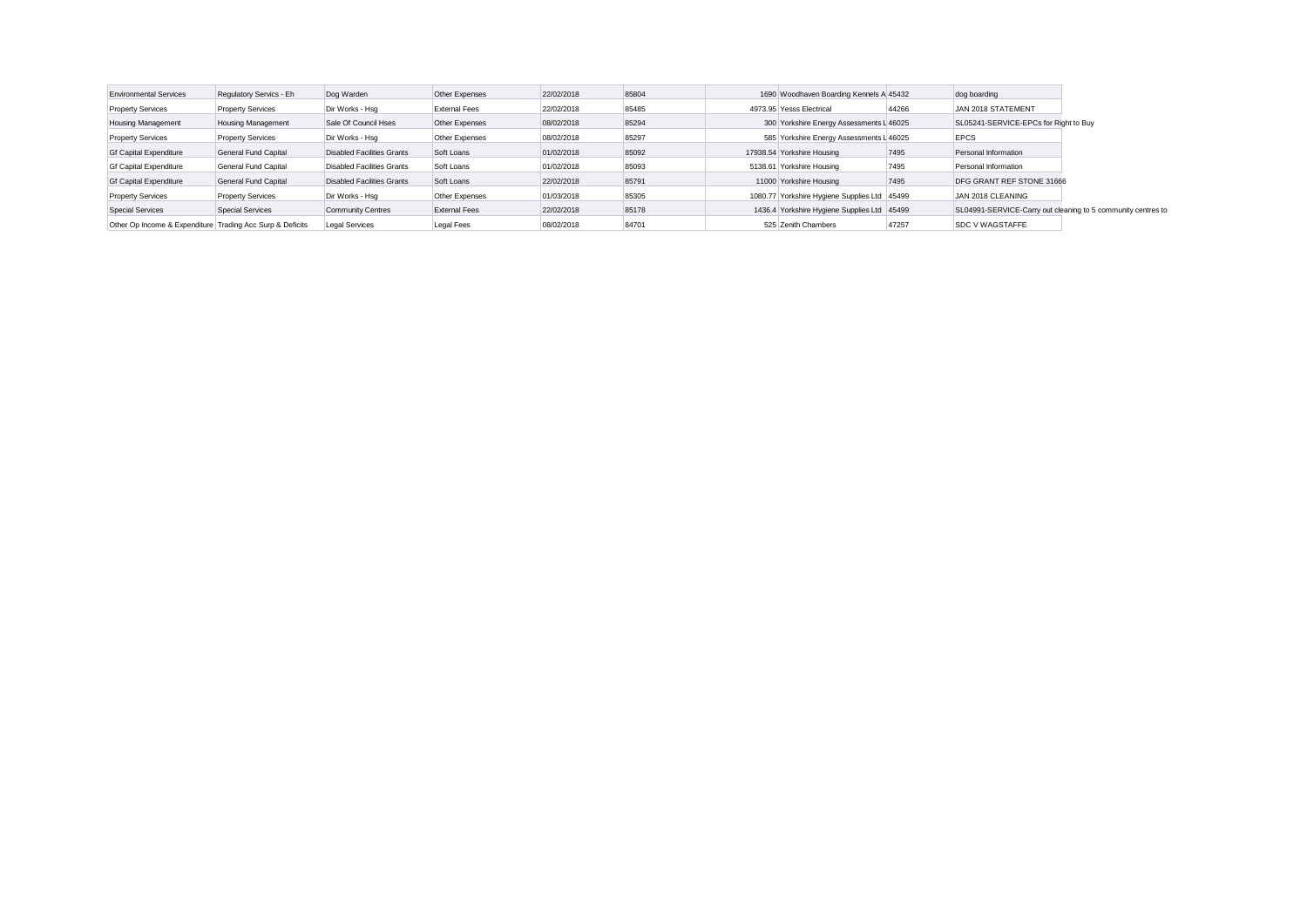| | | | | | | | | | |
|---|---|---|---|---|---|---|---|---|---|
| Environmental Services | Regulatory Servics - Eh | Dog Warden | Other Expenses | 22/02/2018 | 85804 | 1690 | Woodhaven Boarding Kennels A | 45432 | dog boarding |
| Property Services | Property Services | Dir Works - Hsg | External Fees | 22/02/2018 | 85485 | 4973.95 | Yesss Electrical | 44266 | JAN 2018 STATEMENT |
| Housing Management | Housing Management | Sale Of Council Hses | Other Expenses | 08/02/2018 | 85294 | 300 | Yorkshire Energy Assessments L | 46025 | SL05241-SERVICE-EPCs for Right to Buy |
| Property Services | Property Services | Dir Works - Hsg | Other Expenses | 08/02/2018 | 85297 | 585 | Yorkshire Energy Assessments L | 46025 | EPCS |
| Gf Capital Expenditure | General Fund Capital | Disabled Facilities Grants | Soft Loans | 01/02/2018 | 85092 | 17938.54 | Yorkshire Housing | 7495 | Personal Information |
| Gf Capital Expenditure | General Fund Capital | Disabled Facilities Grants | Soft Loans | 01/02/2018 | 85093 | 5138.61 | Yorkshire Housing | 7495 | Personal Information |
| Gf Capital Expenditure | General Fund Capital | Disabled Facilities Grants | Soft Loans | 22/02/2018 | 85791 | 11000 | Yorkshire Housing | 7495 | DFG GRANT REF STONE 31666 |
| Property Services | Property Services | Dir Works - Hsg | Other Expenses | 01/03/2018 | 85305 | 1080.77 | Yorkshire Hygiene Supplies Ltd | 45499 | JAN 2018 CLEANING |
| Special Services | Special Services | Community Centres | External Fees | 22/02/2018 | 85178 | 1436.4 | Yorkshire Hygiene Supplies Ltd | 45499 | SL04991-SERVICE-Carry out cleaning to 5 community centres to |
| Other Op Income & Expenditure | Trading Acc Surp & Deficits | Legal Services | Legal Fees | 08/02/2018 | 84701 | 525 | Zenith Chambers | 47257 | SDC V WAGSTAFFE |